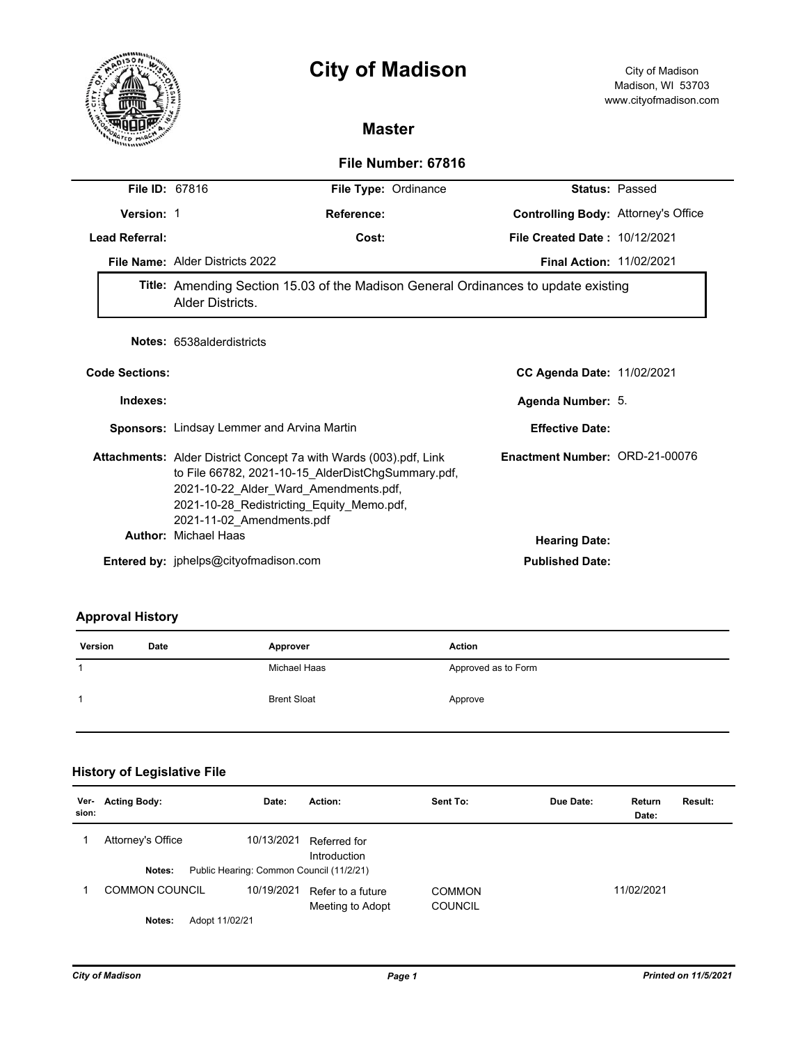# City of Madison

City of Madison
Madison, WI 53703
www.cityofmadison.com

## Master

### File Number: 67816

**File ID:** 67816 **File Type:** Ordinance **Status:** Passed

**Version:** 1 **Reference:** **Controlling Body:** Attorney's Office

**Lead Referral:** **Cost:** **File Created Date :** 10/12/2021

**File Name:** Alder Districts 2022 **Final Action:** 11/02/2021

**Title:** Amending Section 15.03 of the Madison General Ordinances to update existing Alder Districts.

**Notes:** 6538alderdistricts

**Code Sections:** **CC Agenda Date:** 11/02/2021

**Indexes:** **Agenda Number:** 5.

**Sponsors:** Lindsay Lemmer and Arvina Martin **Effective Date:**

**Attachments:** Alder District Concept 7a with Wards (003).pdf, Link to File 66782, 2021-10-15_AlderDistChgSummary.pdf, 2021-10-22_Alder_Ward_Amendments.pdf, 2021-10-28_Redistricting_Equity_Memo.pdf, 2021-11-02_Amendments.pdf **Enactment Number:** ORD-21-00076

**Author:** Michael Haas **Hearing Date:**

**Entered by:** jphelps@cityofmadison.com **Published Date:**

### Approval History

| Version | Date | Approver | Action |
|---|---|---|---|
| 1 | | Michael Haas | Approved as to Form |
| 1 | | Brent Sloat | Approve |

### History of Legislative File

| Version: | Acting Body: | Date: | Action: | Sent To: | Due Date: | Return Date: | Result: |
|---|---|---|---|---|---|---|---|
| 1 | Attorney's Office | 10/13/2021 | Referred for Introduction | | | | |
| | Notes: Public Hearing: Common Council (11/2/21) | | | | | | |
| 1 | COMMON COUNCIL | 10/19/2021 | Refer to a future Meeting to Adopt | COMMON COUNCIL | | 11/02/2021 | |
| | Notes: Adopt 11/02/21 | | | | | | |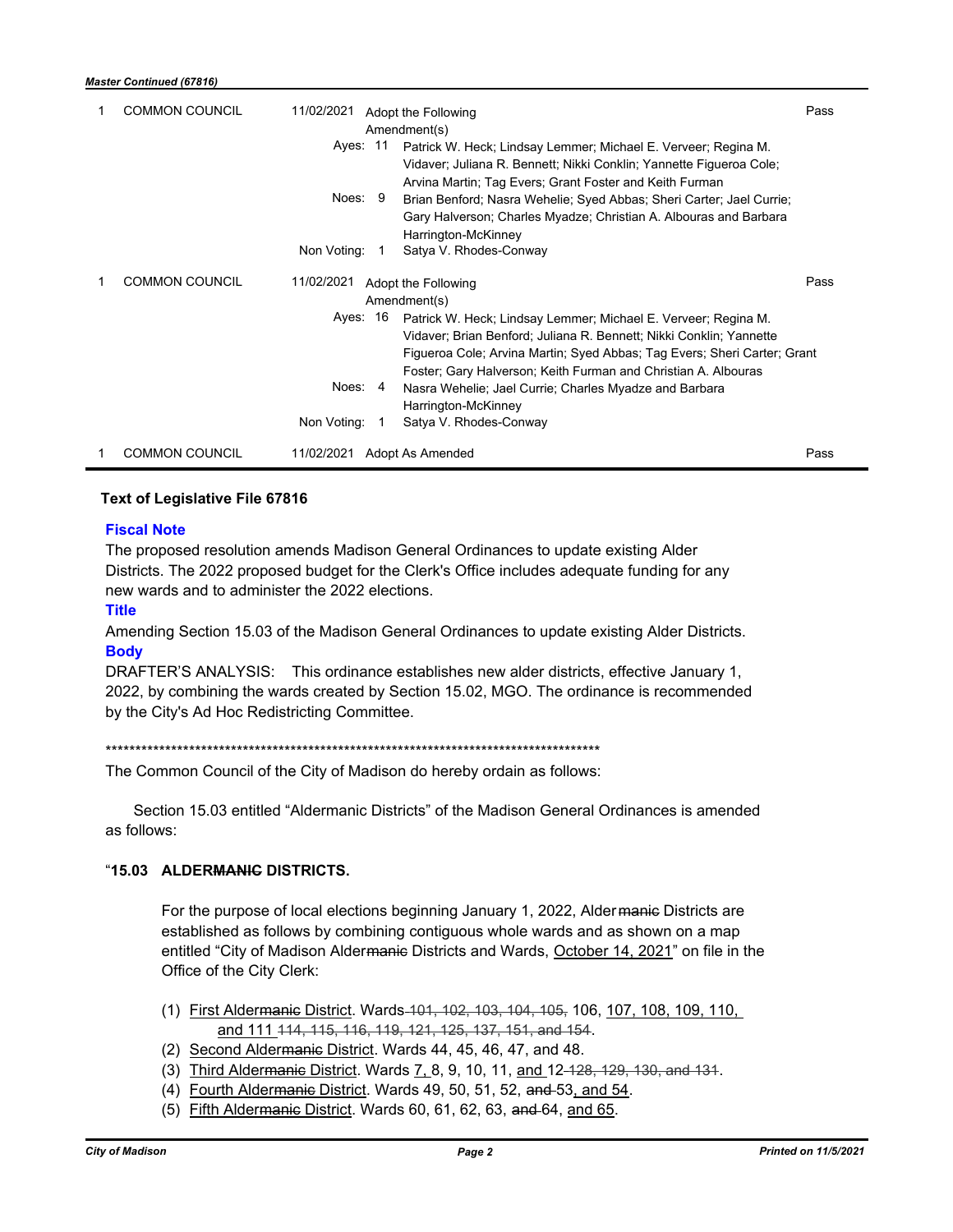| | | | | |
|---|---|---|---|---|
| 1 | COMMON COUNCIL | 11/02/2021 | Adopt the Following Amendment(s)<br>Ayes: 11 Patrick W. Heck; Lindsay Lemmer; Michael E. Verveer; Regina M. Vidaver; Juliana R. Bennett; Nikki Conklin; Yannette Figueroa Cole; Arvina Martin; Tag Evers; Grant Foster and Keith Furman<br>Noes: 9 Brian Benford; Nasra Wehelie; Syed Abbas; Sheri Carter; Jael Currie; Gary Halverson; Charles Myadze; Christian A. Albouras and Barbara Harrington-McKinney<br>Non Voting: 1 Satya V. Rhodes-Conway | Pass |
| 1 | COMMON COUNCIL | 11/02/2021 | Adopt the Following Amendment(s)<br>Ayes: 16 Patrick W. Heck; Lindsay Lemmer; Michael E. Verveer; Regina M. Vidaver; Brian Benford; Juliana R. Bennett; Nikki Conklin; Yannette Figueroa Cole; Arvina Martin; Syed Abbas; Tag Evers; Sheri Carter; Grant Foster; Gary Halverson; Keith Furman and Christian A. Albouras<br>Noes: 4 Nasra Wehelie; Jael Currie; Charles Myadze and Barbara Harrington-McKinney<br>Non Voting: 1 Satya V. Rhodes-Conway | Pass |
| 1 | COMMON COUNCIL | 11/02/2021 | Adopt As Amended | Pass |

### Text of Legislative File 67816

**Fiscal Note**

The proposed resolution amends Madison General Ordinances to update existing Alder Districts. The 2022 proposed budget for the Clerk's Office includes adequate funding for any new wards and to administer the 2022 elections.

**Title**

Amending Section 15.03 of the Madison General Ordinances to update existing Alder Districts.

**Body**

DRAFTER'S ANALYSIS: This ordinance establishes new alder districts, effective January 1, 2022, by combining the wards created by Section 15.02, MGO. The ordinance is recommended by the City's Ad Hoc Redistricting Committee.

\*\*\*\*\*\*\*\*\*\*\*\*\*\*\*\*\*\*\*\*\*\*\*\*\*\*\*\*\*\*\*\*\*\*\*\*\*\*\*\*\*\*\*\*\*\*\*\*\*\*\*\*\*\*\*\*\*\*\*\*\*\*\*\*\*\*\*\*\*\*\*\*\*\*\*\*\*\*\*\*\*\*\*\*\*\*\*\*\*\*

The Common Council of the City of Madison do hereby ordain as follows:

Section 15.03 entitled "Aldermanic Districts" of the Madison General Ordinances is amended as follows:

"**15.03 ALDER~~MANIC~~ DISTRICTS.**

For the purpose of local elections beginning January 1, 2022, Alder ~~manic~~ Districts are established as follows by combining contiguous whole wards and as shown on a map entitled "City of Madison Alder~~manic~~ Districts and Wards, <u>October 14, 2021</u>" on file in the Office of the City Clerk:

(1) <u>First Alder~~manic~~ District</u>. Wards ~~101, 102, 103, 104, 105,~~ 106, <u>107, 108, 109, 110, and 111</u> ~~114, 115, 116, 119, 121, 125, 137, 151, and 154~~.
(2) <u>Second Alder~~manic~~ District</u>. Wards 44, 45, 46, 47, and 48.
(3) <u>Third Alder~~manic~~ District</u>. Wards <u>7,</u> 8, 9, 10, 11, <u>and</u> 12 ~~128, 129, 130, and 131~~.
(4) <u>Fourth Alder~~manic~~ District</u>. Wards 49, 50, 51, 52, ~~and~~ 53<u>, and 54</u>.
(5) <u>Fifth Alder~~manic~~ District</u>. Wards 60, 61, 62, 63, ~~and~~ 64, <u>and 65</u>.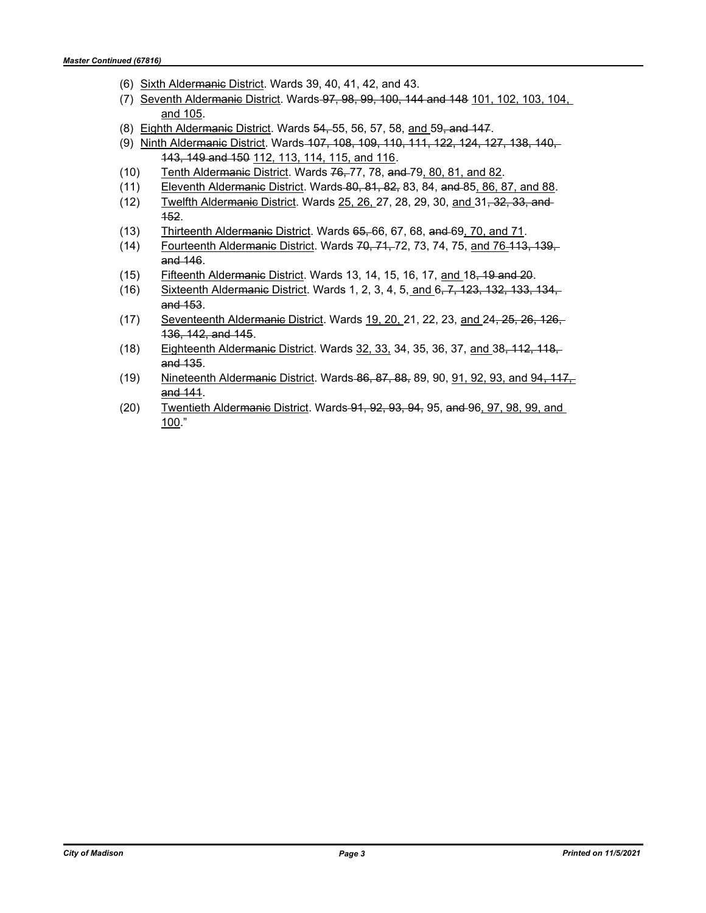(6) <u>Sixth Alder</u>~~manic~~<u> District</u>. Wards 39, 40, 41, 42, and 43.

(7) <u>Seventh Alder</u>~~manic~~<u> District</u>. Wards ~~97, 98, 99, 100, 144 and 148~~ <u>101, 102, 103, 104, and 105</u>.

(8) <u>Eighth Alder</u>~~manic~~<u> District</u>. Wards ~~54,~~ 55, 56, 57, 58, <u>and</u> 59~~, and 147~~.

(9) <u>Ninth Alder</u>~~manic~~<u> District</u>. Wards ~~107, 108, 109, 110, 111, 122, 124, 127, 138, 140, 143, 149 and 150~~ <u>112, 113, 114, 115, and 116</u>.

(10) <u>Tenth Alder</u>~~manic~~<u> District</u>. Wards ~~76,~~ 77, 78, ~~and~~ 79<u>, 80, 81, and 82</u>.

(11) <u>Eleventh Alder</u>~~manic~~<u> District</u>. Wards ~~80, 81, 82,~~ 83, 84, ~~and~~ 85<u>, 86, 87, and 88</u>.

(12) <u>Twelfth Alder</u>~~manic~~<u> District</u>. Wards <u>25, 26,</u> 27, 28, 29, 30, <u>and</u> 31~~, 32, 33, and 152~~.

(13) <u>Thirteenth Alder</u>~~manic~~<u> District</u>. Wards ~~65,~~ 66, 67, 68, ~~and~~ 69<u>, 70, and 71</u>.

(14) <u>Fourteenth Alder</u>~~manic~~<u> District</u>. Wards ~~70, 71,~~ 72, 73, 74, 75, <u>and</u> 76 ~~113, 139, and 146~~.

(15) <u>Fifteenth Alder</u>~~manic~~<u> District</u>. Wards 13, 14, 15, 16, 17, <u>and</u> 18~~, 19 and 20~~.

(16) <u>Sixteenth Alder</u>~~manic~~<u> District</u>. Wards 1, 2, 3, 4, 5, <u>and</u> 6~~, 7, 123, 132, 133, 134, and 153~~.

(17) <u>Seventeenth Alder</u>~~manic~~<u> District</u>. Wards <u>19, 20,</u> 21, 22, 23, <u>and</u> 24~~, 25, 26, 126, 136, 142, and 145~~.

(18) <u>Eighteenth Alder</u>~~manic~~<u> District</u>. Wards <u>32, 33,</u> 34, 35, 36, 37, <u>and</u> 38~~, 112, 118, and 135~~.

(19) <u>Nineteenth Alder</u>~~manic~~<u> District</u>. Wards ~~86, 87, 88,~~ 89, 90, <u>91, 92, 93, and 94</u>~~, 117, and 141~~.

(20) <u>Twentieth Alder</u>~~manic~~<u> District</u>. Wards ~~91, 92, 93, 94,~~ 95, ~~and~~ 96<u>, 97, 98, 99, and 100</u>."